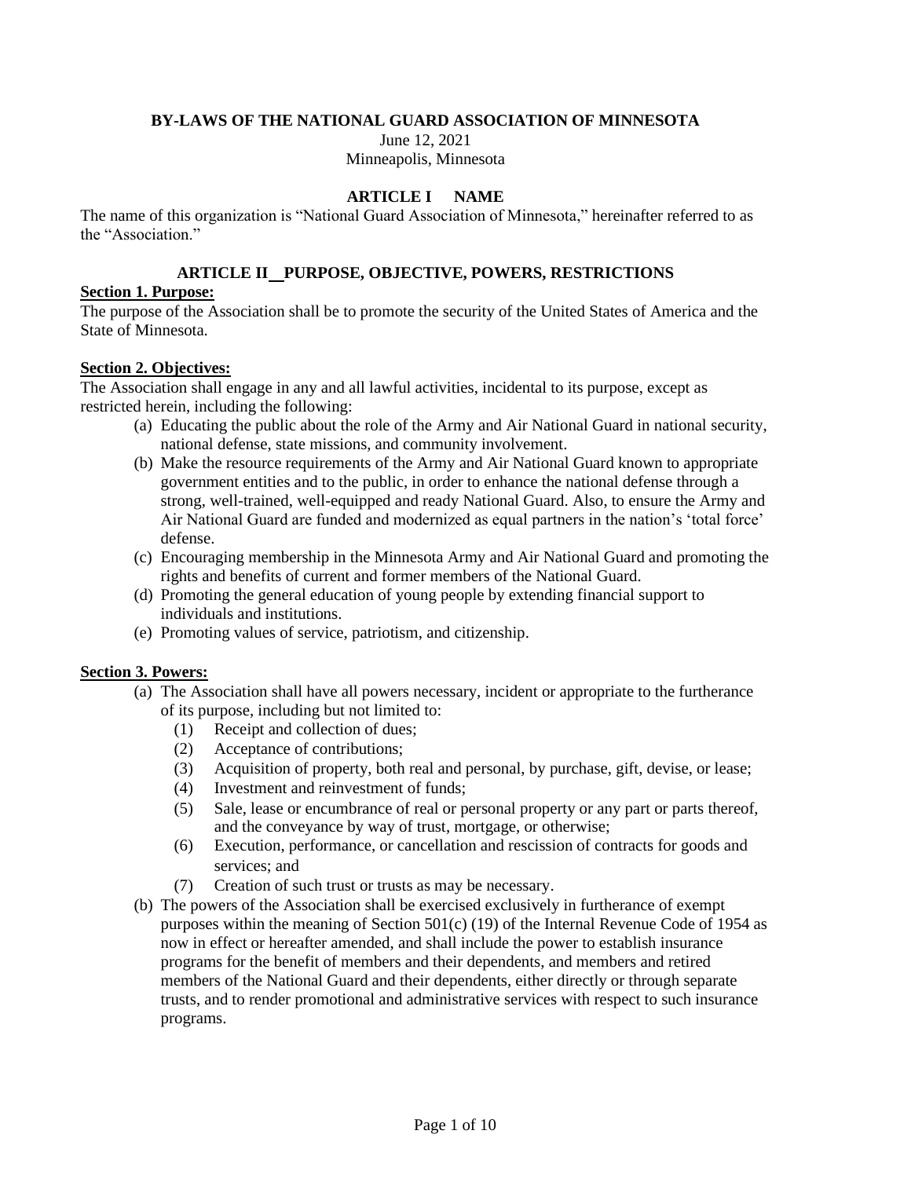# BY-LAWS OF THE NATIONAL GUARD ASSOCIATION OF MINNESOTA

June 12, 2021
Minneapolis, Minnesota

## ARTICLE I NAME

The name of this organization is "National Guard Association of Minnesota," hereinafter referred to as the "Association."

## ARTICLE II PURPOSE, OBJECTIVE, POWERS, RESTRICTIONS

**Section 1. Purpose:**

The purpose of the Association shall be to promote the security of the United States of America and the State of Minnesota.

**Section 2. Objectives:**

The Association shall engage in any and all lawful activities, incidental to its purpose, except as restricted herein, including the following:

(a) Educating the public about the role of the Army and Air National Guard in national security, national defense, state missions, and community involvement.

(b) Make the resource requirements of the Army and Air National Guard known to appropriate government entities and to the public, in order to enhance the national defense through a strong, well-trained, well-equipped and ready National Guard. Also, to ensure the Army and Air National Guard are funded and modernized as equal partners in the nation's 'total force' defense.

(c) Encouraging membership in the Minnesota Army and Air National Guard and promoting the rights and benefits of current and former members of the National Guard.

(d) Promoting the general education of young people by extending financial support to individuals and institutions.

(e) Promoting values of service, patriotism, and citizenship.

**Section 3. Powers:**

(a) The Association shall have all powers necessary, incident or appropriate to the furtherance of its purpose, including but not limited to:

(1) Receipt and collection of dues;

(2) Acceptance of contributions;

(3) Acquisition of property, both real and personal, by purchase, gift, devise, or lease;

(4) Investment and reinvestment of funds;

(5) Sale, lease or encumbrance of real or personal property or any part or parts thereof, and the conveyance by way of trust, mortgage, or otherwise;

(6) Execution, performance, or cancellation and rescission of contracts for goods and services; and

(7) Creation of such trust or trusts as may be necessary.

(b) The powers of the Association shall be exercised exclusively in furtherance of exempt purposes within the meaning of Section 501(c) (19) of the Internal Revenue Code of 1954 as now in effect or hereafter amended, and shall include the power to establish insurance programs for the benefit of members and their dependents, and members and retired members of the National Guard and their dependents, either directly or through separate trusts, and to render promotional and administrative services with respect to such insurance programs.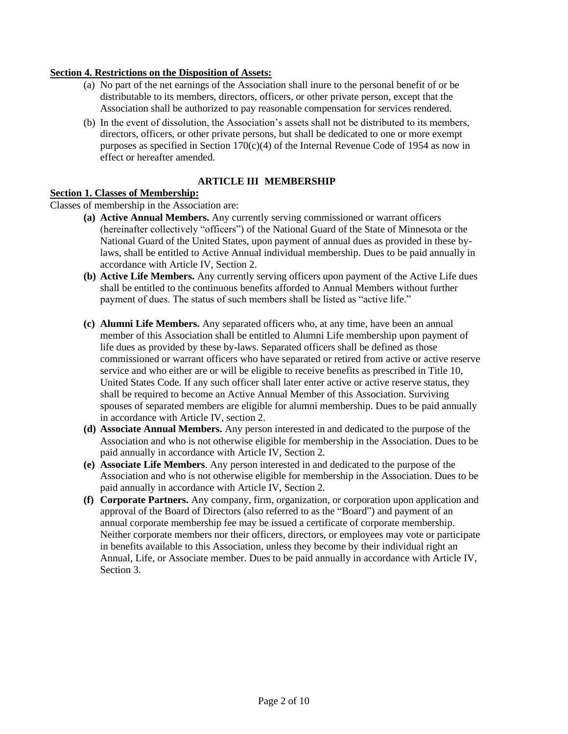**Section 4. Restrictions on the Disposition of Assets:**

(a) No part of the net earnings of the Association shall inure to the personal benefit of or be distributable to its members, directors, officers, or other private person, except that the Association shall be authorized to pay reasonable compensation for services rendered.

(b) In the event of dissolution, the Association's assets shall not be distributed to its members, directors, officers, or other private persons, but shall be dedicated to one or more exempt purposes as specified in Section 170(c)(4) of the Internal Revenue Code of 1954 as now in effect or hereafter amended.

## ARTICLE III MEMBERSHIP

**Section 1. Classes of Membership:**

Classes of membership in the Association are:

**(a) Active Annual Members.** Any currently serving commissioned or warrant officers (hereinafter collectively "officers") of the National Guard of the State of Minnesota or the National Guard of the United States, upon payment of annual dues as provided in these by-laws, shall be entitled to Active Annual individual membership. Dues to be paid annually in accordance with Article IV, Section 2.

**(b) Active Life Members.** Any currently serving officers upon payment of the Active Life dues shall be entitled to the continuous benefits afforded to Annual Members without further payment of dues. The status of such members shall be listed as "active life."

**(c) Alumni Life Members.** Any separated officers who, at any time, have been an annual member of this Association shall be entitled to Alumni Life membership upon payment of life dues as provided by these by-laws. Separated officers shall be defined as those commissioned or warrant officers who have separated or retired from active or active reserve service and who either are or will be eligible to receive benefits as prescribed in Title 10, United States Code. If any such officer shall later enter active or active reserve status, they shall be required to become an Active Annual Member of this Association. Surviving spouses of separated members are eligible for alumni membership. Dues to be paid annually in accordance with Article IV, section 2.

**(d) Associate Annual Members.** Any person interested in and dedicated to the purpose of the Association and who is not otherwise eligible for membership in the Association. Dues to be paid annually in accordance with Article IV, Section 2.

**(e) Associate Life Members**. Any person interested in and dedicated to the purpose of the Association and who is not otherwise eligible for membership in the Association. Dues to be paid annually in accordance with Article IV, Section 2.

**(f) Corporate Partners.** Any company, firm, organization, or corporation upon application and approval of the Board of Directors (also referred to as the "Board") and payment of an annual corporate membership fee may be issued a certificate of corporate membership. Neither corporate members nor their officers, directors, or employees may vote or participate in benefits available to this Association, unless they become by their individual right an Annual, Life, or Associate member. Dues to be paid annually in accordance with Article IV, Section 3.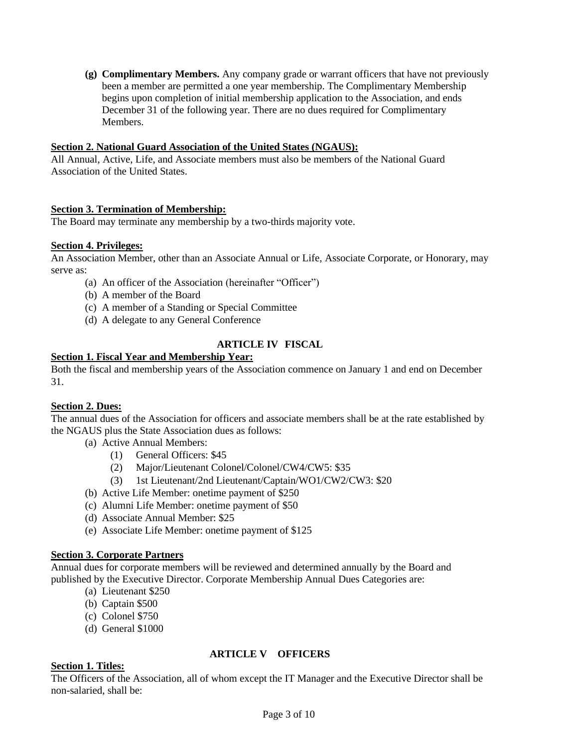**(g) Complimentary Members.** Any company grade or warrant officers that have not previously been a member are permitted a one year membership. The Complimentary Membership begins upon completion of initial membership application to the Association, and ends December 31 of the following year. There are no dues required for Complimentary Members.

**Section 2. National Guard Association of the United States (NGAUS):**

All Annual, Active, Life, and Associate members must also be members of the National Guard Association of the United States.

**Section 3. Termination of Membership:**

The Board may terminate any membership by a two-thirds majority vote.

**Section 4. Privileges:**

An Association Member, other than an Associate Annual or Life, Associate Corporate, or Honorary, may serve as:

- (a) An officer of the Association (hereinafter "Officer")
- (b) A member of the Board
- (c) A member of a Standing or Special Committee
- (d) A delegate to any General Conference

## ARTICLE IV FISCAL

**Section 1. Fiscal Year and Membership Year:**

Both the fiscal and membership years of the Association commence on January 1 and end on December 31.

**Section 2. Dues:**

The annual dues of the Association for officers and associate members shall be at the rate established by the NGAUS plus the State Association dues as follows:

- (a) Active Annual Members:
  - (1) General Officers: $45
  - (2) Major/Lieutenant Colonel/Colonel/CW4/CW5: $35
  - (3) 1st Lieutenant/2nd Lieutenant/Captain/WO1/CW2/CW3: $20
- (b) Active Life Member: onetime payment of $250
- (c) Alumni Life Member: onetime payment of $50
- (d) Associate Annual Member: $25
- (e) Associate Life Member: onetime payment of $125

**Section 3. Corporate Partners**

Annual dues for corporate members will be reviewed and determined annually by the Board and published by the Executive Director. Corporate Membership Annual Dues Categories are:

- (a) Lieutenant $250
- (b) Captain $500
- (c) Colonel $750
- (d) General $1000

## ARTICLE V OFFICERS

**Section 1. Titles:**

The Officers of the Association, all of whom except the IT Manager and the Executive Director shall be non-salaried, shall be: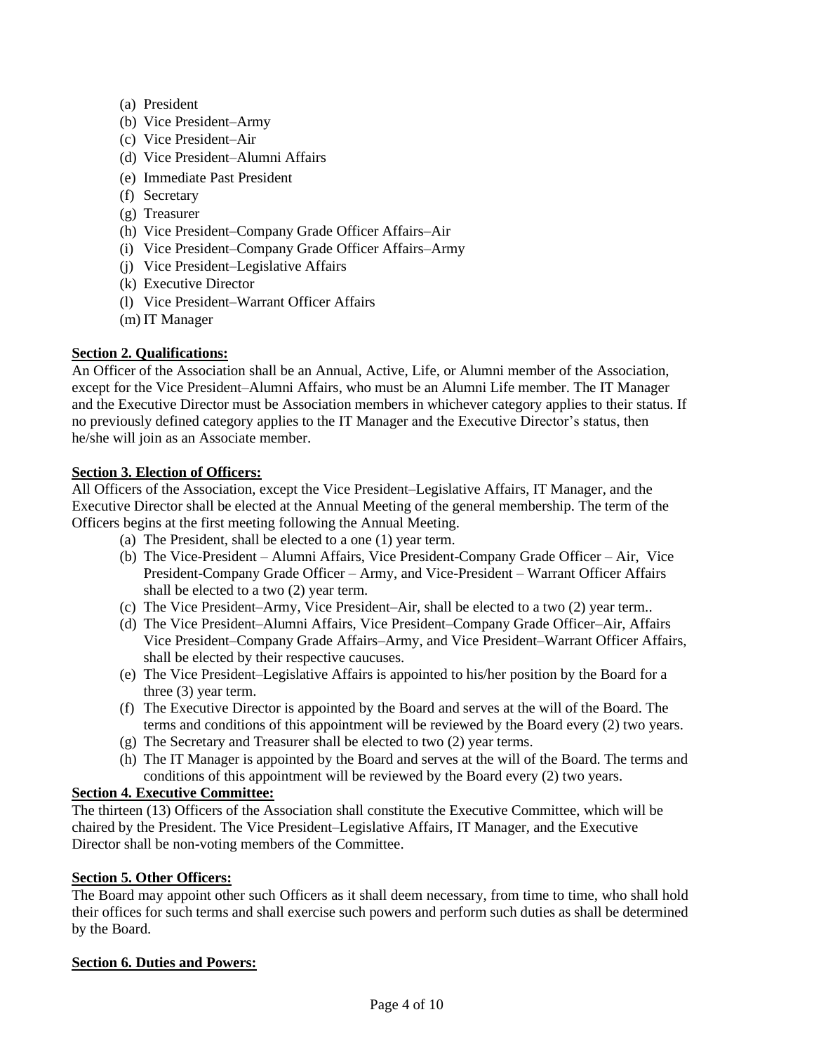(a) President
(b) Vice President–Army
(c) Vice President–Air
(d) Vice President–Alumni Affairs
(e) Immediate Past President
(f) Secretary
(g) Treasurer
(h) Vice President–Company Grade Officer Affairs–Air
(i) Vice President–Company Grade Officer Affairs–Army
(j) Vice President–Legislative Affairs
(k) Executive Director
(l) Vice President–Warrant Officer Affairs
(m) IT Manager

**Section 2. Qualifications:**

An Officer of the Association shall be an Annual, Active, Life, or Alumni member of the Association, except for the Vice President–Alumni Affairs, who must be an Alumni Life member. The IT Manager and the Executive Director must be Association members in whichever category applies to their status. If no previously defined category applies to the IT Manager and the Executive Director's status, then he/she will join as an Associate member.

**Section 3. Election of Officers:**

All Officers of the Association, except the Vice President–Legislative Affairs, IT Manager, and the Executive Director shall be elected at the Annual Meeting of the general membership. The term of the Officers begins at the first meeting following the Annual Meeting.

(a) The President, shall be elected to a one (1) year term.
(b) The Vice-President – Alumni Affairs, Vice President-Company Grade Officer – Air, Vice President-Company Grade Officer – Army, and Vice-President – Warrant Officer Affairs shall be elected to a two (2) year term.
(c) The Vice President–Army, Vice President–Air, shall be elected to a two (2) year term..
(d) The Vice President–Alumni Affairs, Vice President–Company Grade Officer–Air, Affairs Vice President–Company Grade Affairs–Army, and Vice President–Warrant Officer Affairs, shall be elected by their respective caucuses.
(e) The Vice President–Legislative Affairs is appointed to his/her position by the Board for a three (3) year term.
(f) The Executive Director is appointed by the Board and serves at the will of the Board. The terms and conditions of this appointment will be reviewed by the Board every (2) two years.
(g) The Secretary and Treasurer shall be elected to two (2) year terms.
(h) The IT Manager is appointed by the Board and serves at the will of the Board. The terms and conditions of this appointment will be reviewed by the Board every (2) two years.

**Section 4. Executive Committee:**

The thirteen (13) Officers of the Association shall constitute the Executive Committee, which will be chaired by the President. The Vice President–Legislative Affairs, IT Manager, and the Executive Director shall be non-voting members of the Committee.

**Section 5. Other Officers:**

The Board may appoint other such Officers as it shall deem necessary, from time to time, who shall hold their offices for such terms and shall exercise such powers and perform such duties as shall be determined by the Board.

**Section 6. Duties and Powers:**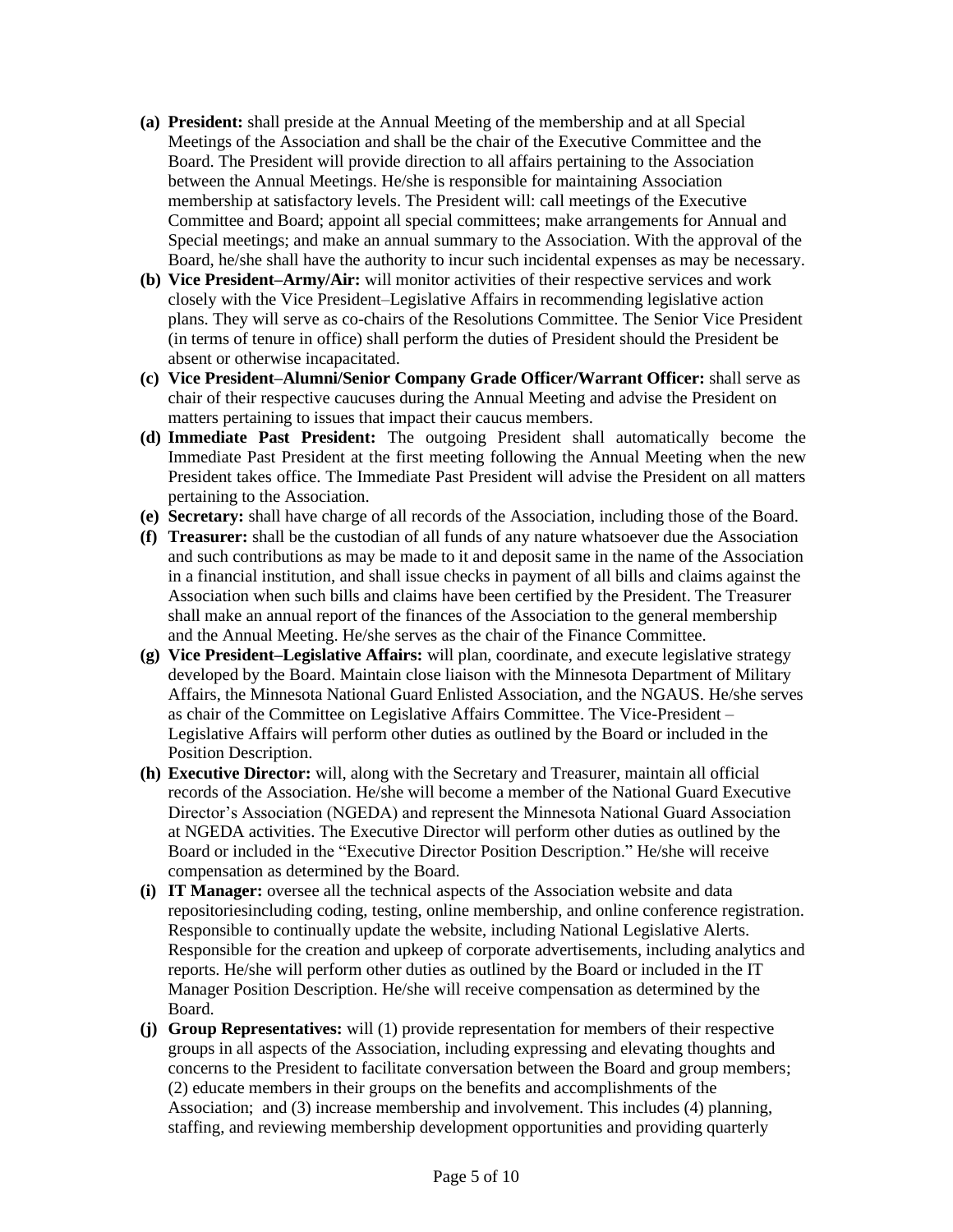- **(a) President:** shall preside at the Annual Meeting of the membership and at all Special Meetings of the Association and shall be the chair of the Executive Committee and the Board. The President will provide direction to all affairs pertaining to the Association between the Annual Meetings. He/she is responsible for maintaining Association membership at satisfactory levels. The President will: call meetings of the Executive Committee and Board; appoint all special committees; make arrangements for Annual and Special meetings; and make an annual summary to the Association. With the approval of the Board, he/she shall have the authority to incur such incidental expenses as may be necessary.
- **(b) Vice President–Army/Air:** will monitor activities of their respective services and work closely with the Vice President–Legislative Affairs in recommending legislative action plans. They will serve as co-chairs of the Resolutions Committee. The Senior Vice President (in terms of tenure in office) shall perform the duties of President should the President be absent or otherwise incapacitated.
- **(c) Vice President–Alumni/Senior Company Grade Officer/Warrant Officer:** shall serve as chair of their respective caucuses during the Annual Meeting and advise the President on matters pertaining to issues that impact their caucus members.
- **(d) Immediate Past President:** The outgoing President shall automatically become the Immediate Past President at the first meeting following the Annual Meeting when the new President takes office. The Immediate Past President will advise the President on all matters pertaining to the Association.
- **(e) Secretary:** shall have charge of all records of the Association, including those of the Board.
- **(f) Treasurer:** shall be the custodian of all funds of any nature whatsoever due the Association and such contributions as may be made to it and deposit same in the name of the Association in a financial institution, and shall issue checks in payment of all bills and claims against the Association when such bills and claims have been certified by the President. The Treasurer shall make an annual report of the finances of the Association to the general membership and the Annual Meeting. He/she serves as the chair of the Finance Committee.
- **(g) Vice President–Legislative Affairs:** will plan, coordinate, and execute legislative strategy developed by the Board. Maintain close liaison with the Minnesota Department of Military Affairs, the Minnesota National Guard Enlisted Association, and the NGAUS. He/she serves as chair of the Committee on Legislative Affairs Committee. The Vice-President – Legislative Affairs will perform other duties as outlined by the Board or included in the Position Description.
- **(h) Executive Director:** will, along with the Secretary and Treasurer, maintain all official records of the Association. He/she will become a member of the National Guard Executive Director's Association (NGEDA) and represent the Minnesota National Guard Association at NGEDA activities. The Executive Director will perform other duties as outlined by the Board or included in the "Executive Director Position Description." He/she will receive compensation as determined by the Board.
- **(i) IT Manager:** oversee all the technical aspects of the Association website and data repositoriesincluding coding, testing, online membership, and online conference registration. Responsible to continually update the website, including National Legislative Alerts. Responsible for the creation and upkeep of corporate advertisements, including analytics and reports. He/she will perform other duties as outlined by the Board or included in the IT Manager Position Description. He/she will receive compensation as determined by the Board.
- **(j) Group Representatives:** will (1) provide representation for members of their respective groups in all aspects of the Association, including expressing and elevating thoughts and concerns to the President to facilitate conversation between the Board and group members; (2) educate members in their groups on the benefits and accomplishments of the Association; and (3) increase membership and involvement. This includes (4) planning, staffing, and reviewing membership development opportunities and providing quarterly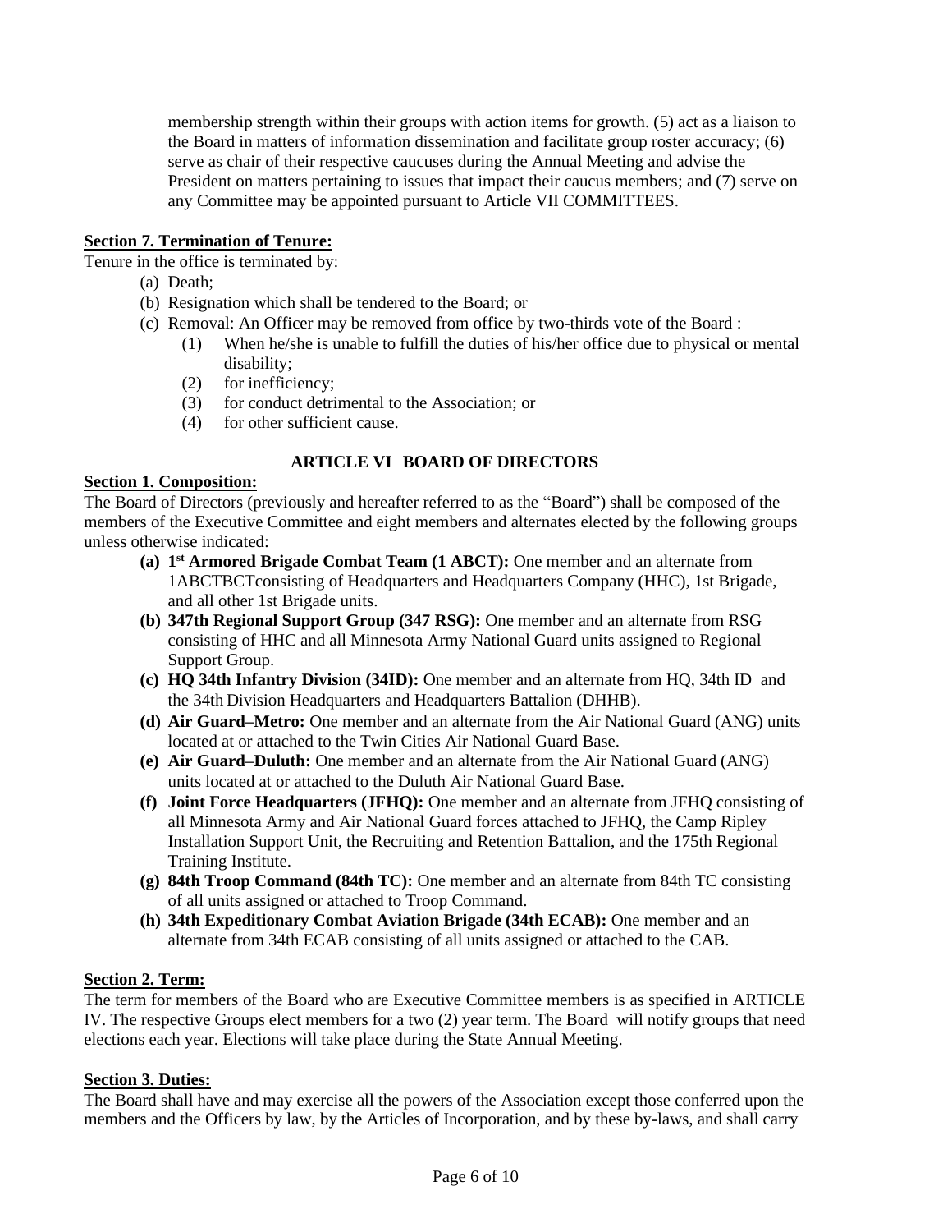membership strength within their groups with action items for growth. (5) act as a liaison to the Board in matters of information dissemination and facilitate group roster accuracy; (6) serve as chair of their respective caucuses during the Annual Meeting and advise the President on matters pertaining to issues that impact their caucus members; and (7) serve on any Committee may be appointed pursuant to Article VII COMMITTEES.

**Section 7. Termination of Tenure:**

Tenure in the office is terminated by:

(a) Death;

(b) Resignation which shall be tendered to the Board; or

(c) Removal: An Officer may be removed from office by two-thirds vote of the Board :

- (1) When he/she is unable to fulfill the duties of his/her office due to physical or mental disability;
- (2) for inefficiency;
- (3) for conduct detrimental to the Association; or
- (4) for other sufficient cause.

## ARTICLE VI BOARD OF DIRECTORS

**Section 1. Composition:**

The Board of Directors (previously and hereafter referred to as the "Board") shall be composed of the members of the Executive Committee and eight members and alternates elected by the following groups unless otherwise indicated:

- **(a) 1st Armored Brigade Combat Team (1 ABCT):** One member and an alternate from 1ABCTBCTconsisting of Headquarters and Headquarters Company (HHC), 1st Brigade, and all other 1st Brigade units.
- **(b) 347th Regional Support Group (347 RSG):** One member and an alternate from RSG consisting of HHC and all Minnesota Army National Guard units assigned to Regional Support Group.
- **(c) HQ 34th Infantry Division (34ID):** One member and an alternate from HQ, 34th ID and the 34th Division Headquarters and Headquarters Battalion (DHHB).
- **(d) Air Guard–Metro:** One member and an alternate from the Air National Guard (ANG) units located at or attached to the Twin Cities Air National Guard Base.
- **(e) Air Guard–Duluth:** One member and an alternate from the Air National Guard (ANG) units located at or attached to the Duluth Air National Guard Base.
- **(f) Joint Force Headquarters (JFHQ):** One member and an alternate from JFHQ consisting of all Minnesota Army and Air National Guard forces attached to JFHQ, the Camp Ripley Installation Support Unit, the Recruiting and Retention Battalion, and the 175th Regional Training Institute.
- **(g) 84th Troop Command (84th TC):** One member and an alternate from 84th TC consisting of all units assigned or attached to Troop Command.
- **(h) 34th Expeditionary Combat Aviation Brigade (34th ECAB):** One member and an alternate from 34th ECAB consisting of all units assigned or attached to the CAB.

**Section 2. Term:**

The term for members of the Board who are Executive Committee members is as specified in ARTICLE IV. The respective Groups elect members for a two (2) year term. The Board will notify groups that need elections each year. Elections will take place during the State Annual Meeting.

**Section 3. Duties:**

The Board shall have and may exercise all the powers of the Association except those conferred upon the members and the Officers by law, by the Articles of Incorporation, and by these by-laws, and shall carry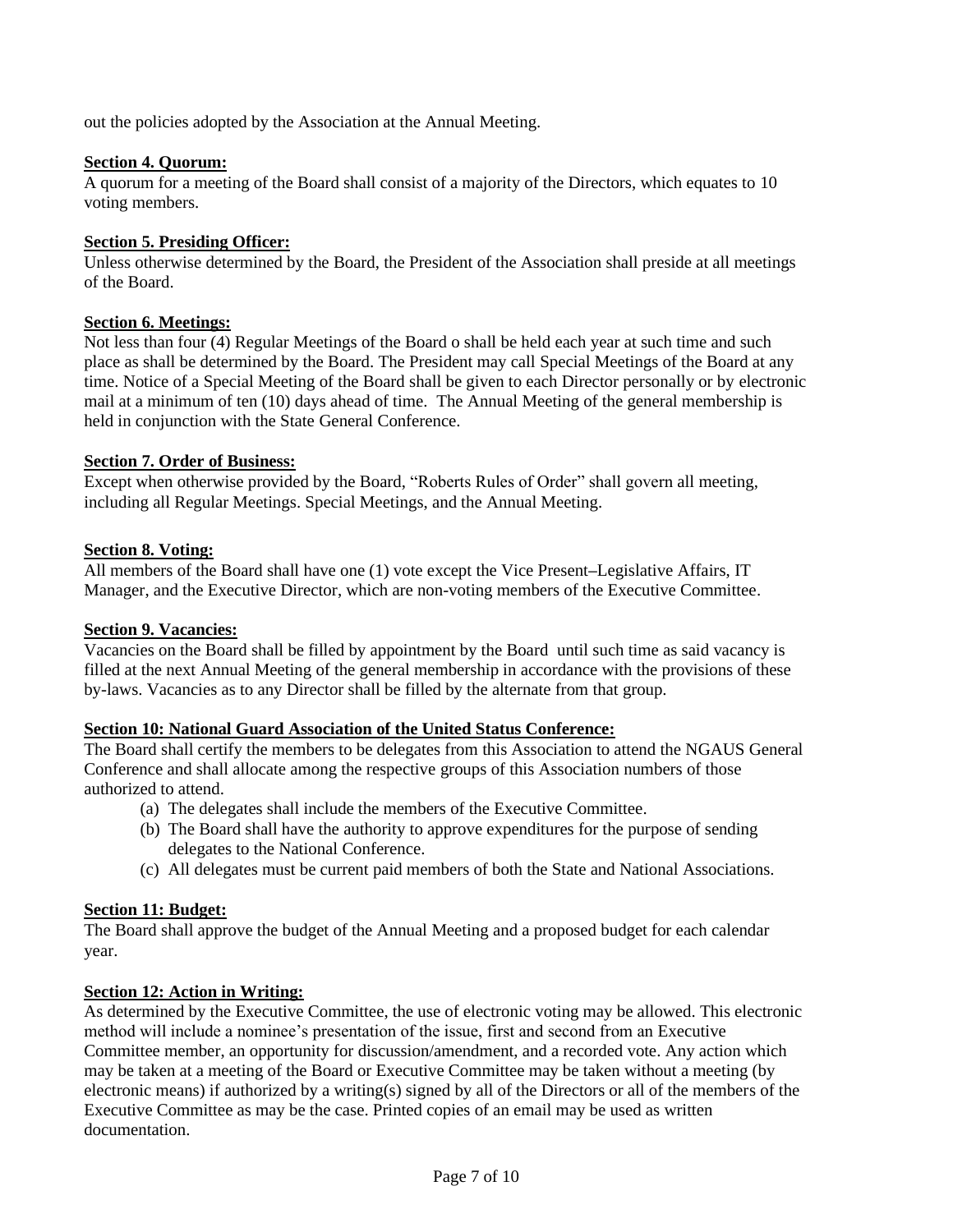out the policies adopted by the Association at the Annual Meeting.

**Section 4. Quorum:**
A quorum for a meeting of the Board shall consist of a majority of the Directors, which equates to 10 voting members.

**Section 5. Presiding Officer:**
Unless otherwise determined by the Board, the President of the Association shall preside at all meetings of the Board.

**Section 6. Meetings:**
Not less than four (4) Regular Meetings of the Board o shall be held each year at such time and such place as shall be determined by the Board. The President may call Special Meetings of the Board at any time. Notice of a Special Meeting of the Board shall be given to each Director personally or by electronic mail at a minimum of ten (10) days ahead of time. The Annual Meeting of the general membership is held in conjunction with the State General Conference.

**Section 7. Order of Business:**
Except when otherwise provided by the Board, "Roberts Rules of Order" shall govern all meeting, including all Regular Meetings. Special Meetings, and the Annual Meeting.

**Section 8. Voting:**
All members of the Board shall have one (1) vote except the Vice Present–Legislative Affairs, IT Manager, and the Executive Director, which are non-voting members of the Executive Committee.

**Section 9. Vacancies:**
Vacancies on the Board shall be filled by appointment by the Board until such time as said vacancy is filled at the next Annual Meeting of the general membership in accordance with the provisions of these by-laws. Vacancies as to any Director shall be filled by the alternate from that group.

**Section 10: National Guard Association of the United Status Conference:**
The Board shall certify the members to be delegates from this Association to attend the NGAUS General Conference and shall allocate among the respective groups of this Association numbers of those authorized to attend.

(a) The delegates shall include the members of the Executive Committee.
(b) The Board shall have the authority to approve expenditures for the purpose of sending delegates to the National Conference.
(c) All delegates must be current paid members of both the State and National Associations.

**Section 11: Budget:**
The Board shall approve the budget of the Annual Meeting and a proposed budget for each calendar year.

**Section 12: Action in Writing:**
As determined by the Executive Committee, the use of electronic voting may be allowed. This electronic method will include a nominee's presentation of the issue, first and second from an Executive Committee member, an opportunity for discussion/amendment, and a recorded vote. Any action which may be taken at a meeting of the Board or Executive Committee may be taken without a meeting (by electronic means) if authorized by a writing(s) signed by all of the Directors or all of the members of the Executive Committee as may be the case. Printed copies of an email may be used as written documentation.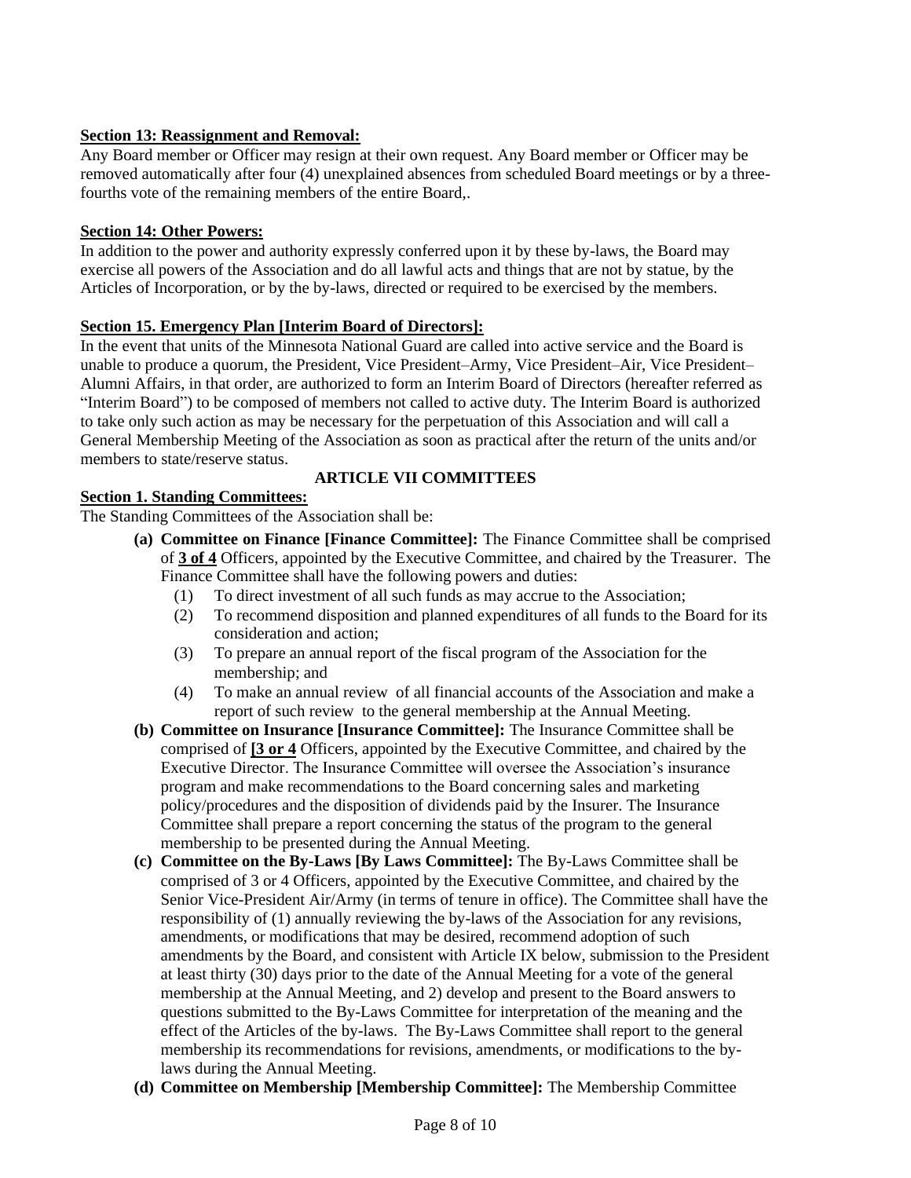**Section 13: Reassignment and Removal:**

Any Board member or Officer may resign at their own request. Any Board member or Officer may be removed automatically after four (4) unexplained absences from scheduled Board meetings or by a three-fourths vote of the remaining members of the entire Board,.

**Section 14: Other Powers:**

In addition to the power and authority expressly conferred upon it by these by-laws, the Board may exercise all powers of the Association and do all lawful acts and things that are not by statue, by the Articles of Incorporation, or by the by-laws, directed or required to be exercised by the members.

**Section 15. Emergency Plan [Interim Board of Directors]:**

In the event that units of the Minnesota National Guard are called into active service and the Board is unable to produce a quorum, the President, Vice President–Army, Vice President–Air, Vice President–Alumni Affairs, in that order, are authorized to form an Interim Board of Directors (hereafter referred as "Interim Board") to be composed of members not called to active duty. The Interim Board is authorized to take only such action as may be necessary for the perpetuation of this Association and will call a General Membership Meeting of the Association as soon as practical after the return of the units and/or members to state/reserve status.

## ARTICLE VII COMMITTEES

**Section 1. Standing Committees:**

The Standing Committees of the Association shall be:

- **(a) Committee on Finance [Finance Committee]:** The Finance Committee shall be comprised of **3 of 4** Officers, appointed by the Executive Committee, and chaired by the Treasurer. The Finance Committee shall have the following powers and duties:
  - (1) To direct investment of all such funds as may accrue to the Association;
  - (2) To recommend disposition and planned expenditures of all funds to the Board for its consideration and action;
  - (3) To prepare an annual report of the fiscal program of the Association for the membership; and
  - (4) To make an annual review of all financial accounts of the Association and make a report of such review to the general membership at the Annual Meeting.
- **(b) Committee on Insurance [Insurance Committee]:** The Insurance Committee shall be comprised of **[3 or 4** Officers, appointed by the Executive Committee, and chaired by the Executive Director. The Insurance Committee will oversee the Association's insurance program and make recommendations to the Board concerning sales and marketing policy/procedures and the disposition of dividends paid by the Insurer. The Insurance Committee shall prepare a report concerning the status of the program to the general membership to be presented during the Annual Meeting.
- **(c) Committee on the By-Laws [By Laws Committee]:** The By-Laws Committee shall be comprised of 3 or 4 Officers, appointed by the Executive Committee, and chaired by the Senior Vice-President Air/Army (in terms of tenure in office). The Committee shall have the responsibility of (1) annually reviewing the by-laws of the Association for any revisions, amendments, or modifications that may be desired, recommend adoption of such amendments by the Board, and consistent with Article IX below, submission to the President at least thirty (30) days prior to the date of the Annual Meeting for a vote of the general membership at the Annual Meeting, and 2) develop and present to the Board answers to questions submitted to the By-Laws Committee for interpretation of the meaning and the effect of the Articles of the by-laws. The By-Laws Committee shall report to the general membership its recommendations for revisions, amendments, or modifications to the by-laws during the Annual Meeting.
- **(d) Committee on Membership [Membership Committee]:** The Membership Committee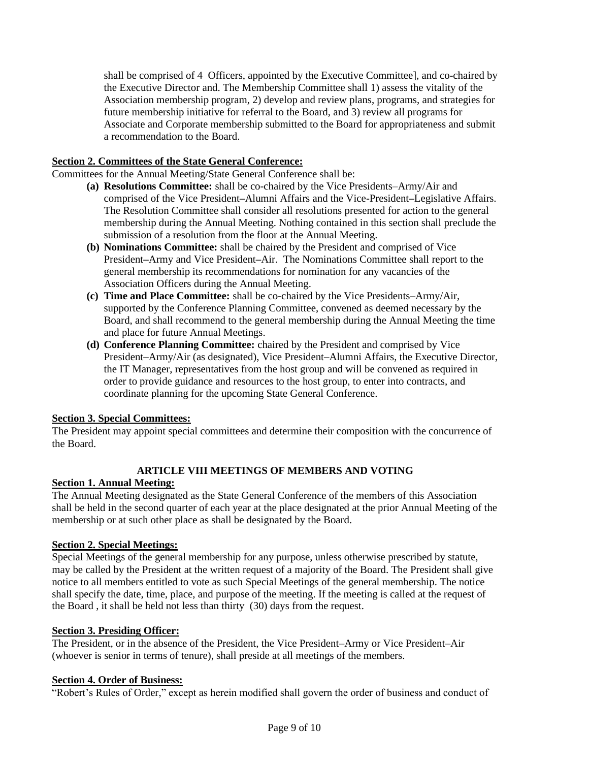shall be comprised of 4 Officers, appointed by the Executive Committee], and co-chaired by the Executive Director and. The Membership Committee shall 1) assess the vitality of the Association membership program, 2) develop and review plans, programs, and strategies for future membership initiative for referral to the Board, and 3) review all programs for Associate and Corporate membership submitted to the Board for appropriateness and submit a recommendation to the Board.

**Section 2. Committees of the State General Conference:**

Committees for the Annual Meeting/State General Conference shall be:

- **(a) Resolutions Committee:** shall be co-chaired by the Vice Presidents–Army/Air and comprised of the Vice President–Alumni Affairs and the Vice-President–Legislative Affairs. The Resolution Committee shall consider all resolutions presented for action to the general membership during the Annual Meeting. Nothing contained in this section shall preclude the submission of a resolution from the floor at the Annual Meeting.
- **(b) Nominations Committee:** shall be chaired by the President and comprised of Vice President–Army and Vice President–Air. The Nominations Committee shall report to the general membership its recommendations for nomination for any vacancies of the Association Officers during the Annual Meeting.
- **(c) Time and Place Committee:** shall be co-chaired by the Vice Presidents–Army/Air, supported by the Conference Planning Committee, convened as deemed necessary by the Board, and shall recommend to the general membership during the Annual Meeting the time and place for future Annual Meetings.
- **(d) Conference Planning Committee:** chaired by the President and comprised by Vice President–Army/Air (as designated), Vice President–Alumni Affairs, the Executive Director, the IT Manager, representatives from the host group and will be convened as required in order to provide guidance and resources to the host group, to enter into contracts, and coordinate planning for the upcoming State General Conference.

**Section 3. Special Committees:**

The President may appoint special committees and determine their composition with the concurrence of the Board.

## ARTICLE VIII MEETINGS OF MEMBERS AND VOTING

**Section 1. Annual Meeting:**

The Annual Meeting designated as the State General Conference of the members of this Association shall be held in the second quarter of each year at the place designated at the prior Annual Meeting of the membership or at such other place as shall be designated by the Board.

**Section 2. Special Meetings:**

Special Meetings of the general membership for any purpose, unless otherwise prescribed by statute, may be called by the President at the written request of a majority of the Board. The President shall give notice to all members entitled to vote as such Special Meetings of the general membership. The notice shall specify the date, time, place, and purpose of the meeting. If the meeting is called at the request of the Board , it shall be held not less than thirty (30) days from the request.

**Section 3. Presiding Officer:**

The President, or in the absence of the President, the Vice President–Army or Vice President–Air (whoever is senior in terms of tenure), shall preside at all meetings of the members.

**Section 4. Order of Business:**

"Robert's Rules of Order," except as herein modified shall govern the order of business and conduct of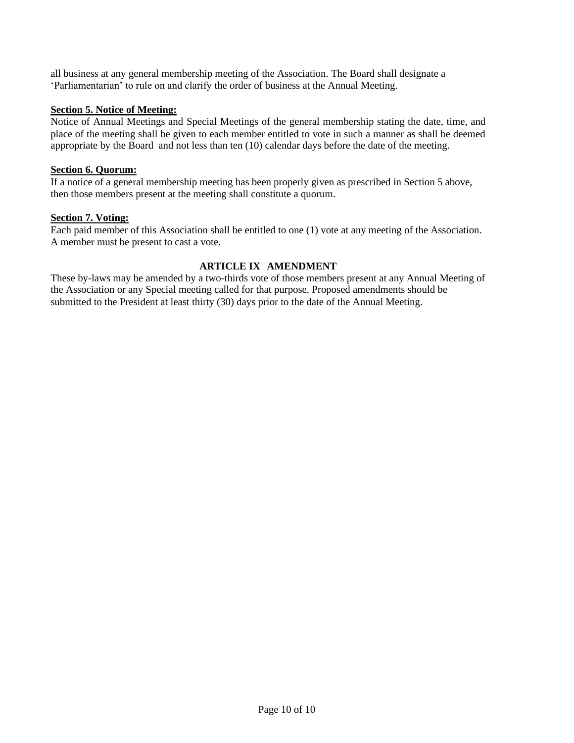all business at any general membership meeting of the Association. The Board shall designate a 'Parliamentarian' to rule on and clarify the order of business at the Annual Meeting.

**Section 5. Notice of Meeting:**

Notice of Annual Meetings and Special Meetings of the general membership stating the date, time, and place of the meeting shall be given to each member entitled to vote in such a manner as shall be deemed appropriate by the Board and not less than ten (10) calendar days before the date of the meeting.

**Section 6. Quorum:**

If a notice of a general membership meeting has been properly given as prescribed in Section 5 above, then those members present at the meeting shall constitute a quorum.

**Section 7. Voting:**

Each paid member of this Association shall be entitled to one (1) vote at any meeting of the Association. A member must be present to cast a vote.

## ARTICLE IX AMENDMENT

These by-laws may be amended by a two-thirds vote of those members present at any Annual Meeting of the Association or any Special meeting called for that purpose. Proposed amendments should be submitted to the President at least thirty (30) days prior to the date of the Annual Meeting.